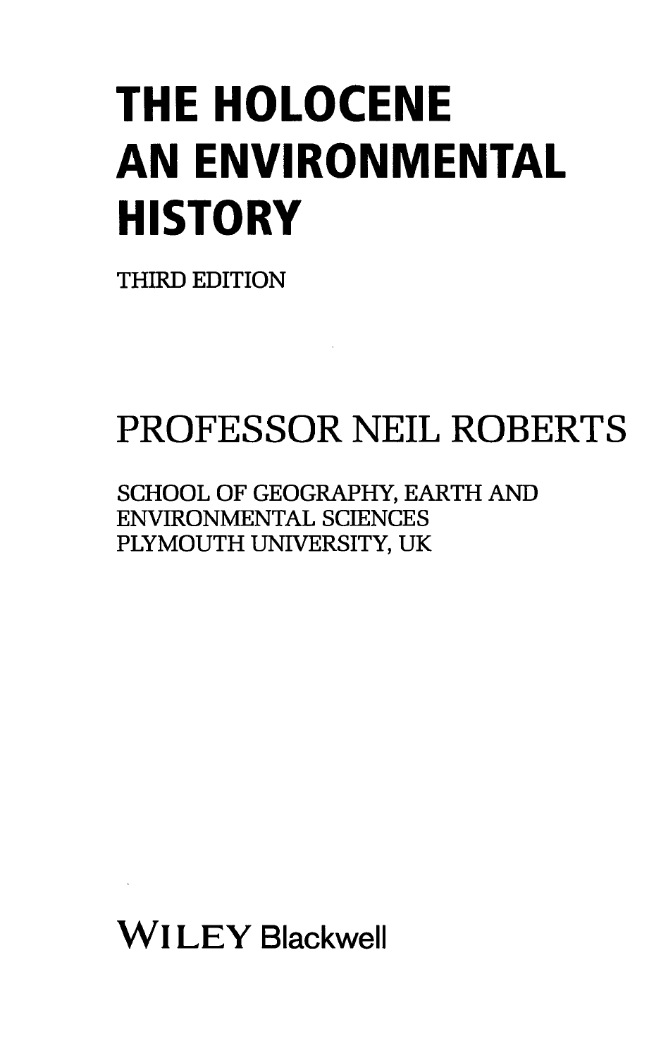# THE HOLOCENE AN ENVIRONMENTAL HISTORY

THIRD EDITION

## PROFESSOR NEIL ROBERTS

SCHOOL OF GEOGRAPHY, EARTH AND ENVIRONMENTAL SCIENCES
PLYMOUTH UNIVERSITY, UK

WILEY Blackwell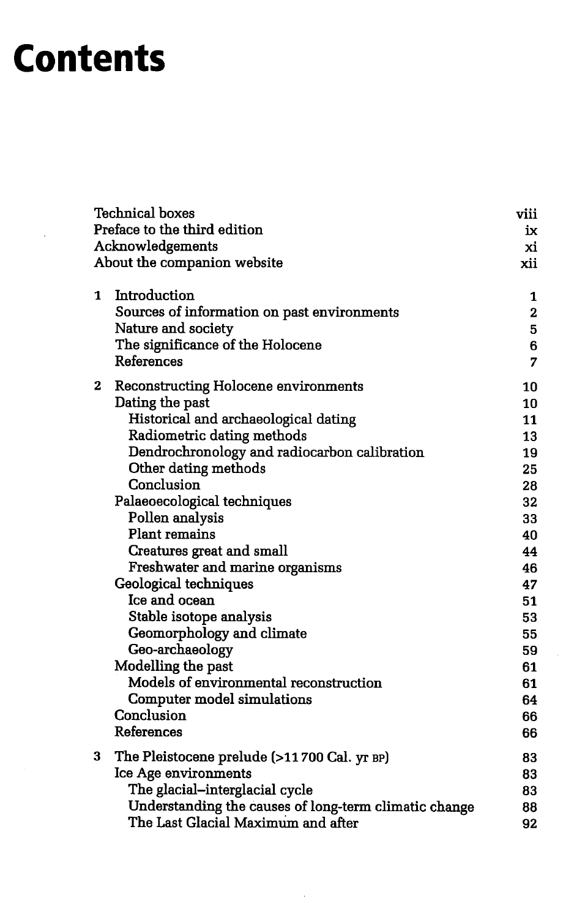# Contents

| | | |
|---|---|---|
| | Technical boxes | viii |
| | Preface to the third edition | ix |
| | Acknowledgements | xi |
| | About the companion website | xii |
| 1 | Introduction | 1 |
| | Sources of information on past environments | 2 |
| | Nature and society | 5 |
| | The significance of the Holocene | 6 |
| | References | 7 |
| 2 | Reconstructing Holocene environments | 10 |
| | Dating the past | 10 |
| | Historical and archaeological dating | 11 |
| | Radiometric dating methods | 13 |
| | Dendrochronology and radiocarbon calibration | 19 |
| | Other dating methods | 25 |
| | Conclusion | 28 |
| | Palaeoecological techniques | 32 |
| | Pollen analysis | 33 |
| | Plant remains | 40 |
| | Creatures great and small | 44 |
| | Freshwater and marine organisms | 46 |
| | Geological techniques | 47 |
| | Ice and ocean | 51 |
| | Stable isotope analysis | 53 |
| | Geomorphology and climate | 55 |
| | Geo-archaeology | 59 |
| | Modelling the past | 61 |
| | Models of environmental reconstruction | 61 |
| | Computer model simulations | 64 |
| | Conclusion | 66 |
| | References | 66 |
| 3 | The Pleistocene prelude (>11 700 Cal. yr BP) | 83 |
| | Ice Age environments | 83 |
| | The glacial–interglacial cycle | 83 |
| | Understanding the causes of long-term climatic change | 88 |
| | The Last Glacial Maximum and after | 92 |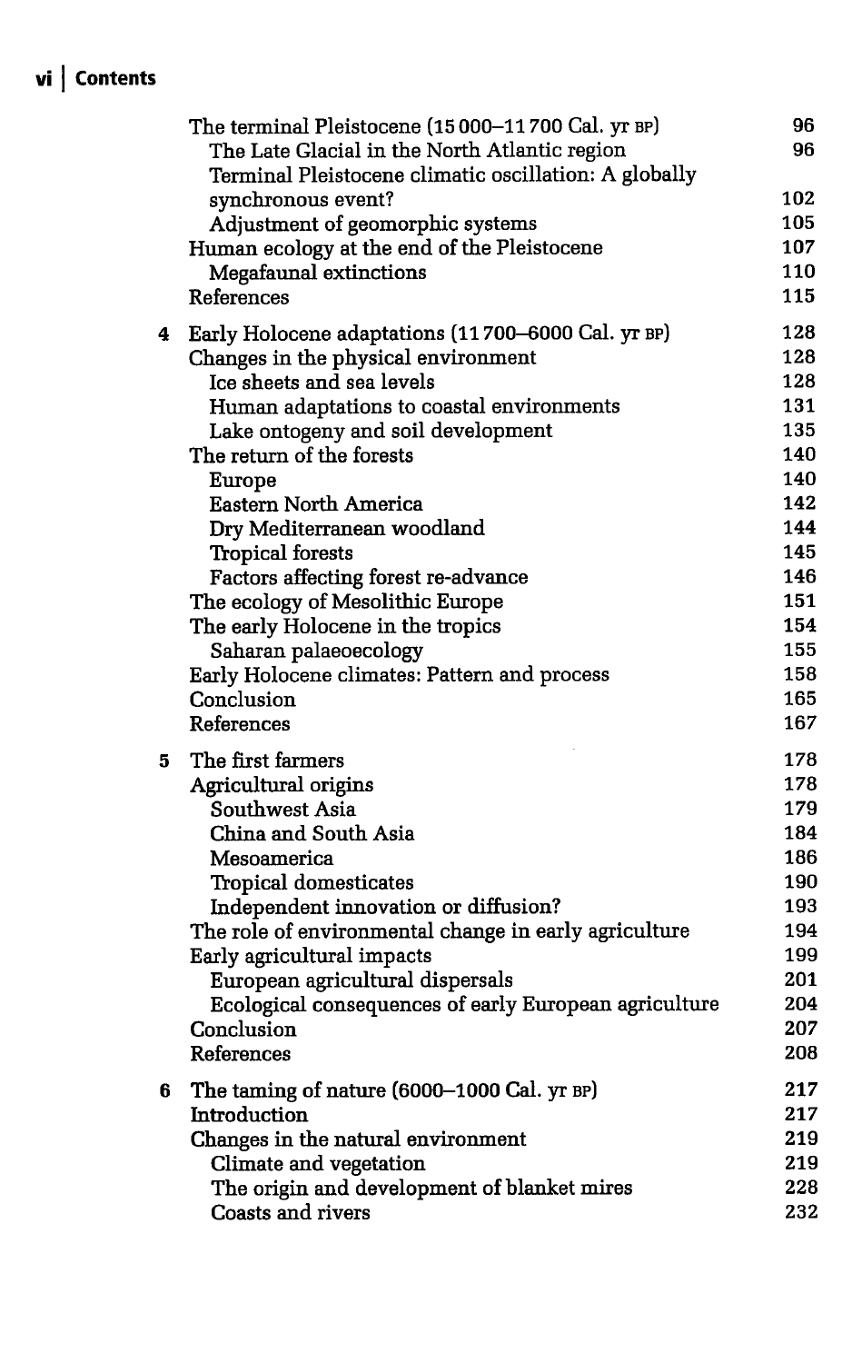| | | |
|---|---|---|
| | The terminal Pleistocene (15 000–11 700 Cal. yr BP) | 96 |
| | The Late Glacial in the North Atlantic region | 96 |
| | Terminal Pleistocene climatic oscillation: A globally synchronous event? | 102 |
| | Adjustment of geomorphic systems | 105 |
| | Human ecology at the end of the Pleistocene | 107 |
| | Megafaunal extinctions | 110 |
| | References | 115 |
| 4 | Early Holocene adaptations (11 700–6000 Cal. yr BP) | 128 |
| | Changes in the physical environment | 128 |
| | Ice sheets and sea levels | 128 |
| | Human adaptations to coastal environments | 131 |
| | Lake ontogeny and soil development | 135 |
| | The return of the forests | 140 |
| | Europe | 140 |
| | Eastern North America | 142 |
| | Dry Mediterranean woodland | 144 |
| | Tropical forests | 145 |
| | Factors affecting forest re-advance | 146 |
| | The ecology of Mesolithic Europe | 151 |
| | The early Holocene in the tropics | 154 |
| | Saharan palaeoecology | 155 |
| | Early Holocene climates: Pattern and process | 158 |
| | Conclusion | 165 |
| | References | 167 |
| 5 | The first farmers | 178 |
| | Agricultural origins | 178 |
| | Southwest Asia | 179 |
| | China and South Asia | 184 |
| | Mesoamerica | 186 |
| | Tropical domesticates | 190 |
| | Independent innovation or diffusion? | 193 |
| | The role of environmental change in early agriculture | 194 |
| | Early agricultural impacts | 199 |
| | European agricultural dispersals | 201 |
| | Ecological consequences of early European agriculture | 204 |
| | Conclusion | 207 |
| | References | 208 |
| 6 | The taming of nature (6000–1000 Cal. yr BP) | 217 |
| | Introduction | 217 |
| | Changes in the natural environment | 219 |
| | Climate and vegetation | 219 |
| | The origin and development of blanket mires | 228 |
| | Coasts and rivers | 232 |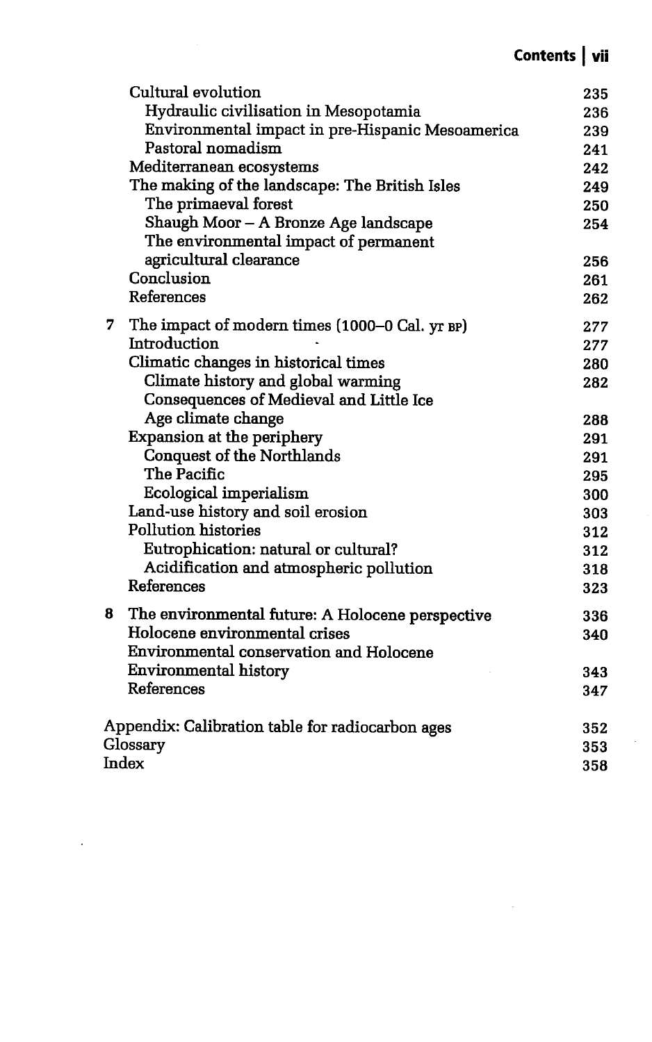| | | |
|---|---|---|
| | Cultural evolution | 235 |
| | Hydraulic civilisation in Mesopotamia | 236 |
| | Environmental impact in pre-Hispanic Mesoamerica | 239 |
| | Pastoral nomadism | 241 |
| | Mediterranean ecosystems | 242 |
| | The making of the landscape: The British Isles | 249 |
| | The primaeval forest | 250 |
| | Shaugh Moor – A Bronze Age landscape | 254 |
| | The environmental impact of permanent agricultural clearance | 256 |
| | Conclusion | 261 |
| | References | 262 |
| 7 | The impact of modern times (1000–0 Cal. yr BP) | 277 |
| | Introduction | 277 |
| | Climatic changes in historical times | 280 |
| | Climate history and global warming | 282 |
| | Consequences of Medieval and Little Ice Age climate change | 288 |
| | Expansion at the periphery | 291 |
| | Conquest of the Northlands | 291 |
| | The Pacific | 295 |
| | Ecological imperialism | 300 |
| | Land-use history and soil erosion | 303 |
| | Pollution histories | 312 |
| | Eutrophication: natural or cultural? | 312 |
| | Acidification and atmospheric pollution | 318 |
| | References | 323 |
| 8 | The environmental future: A Holocene perspective | 336 |
| | Holocene environmental crises | 340 |
| | Environmental conservation and Holocene Environmental history | 343 |
| | References | 347 |
| | Appendix: Calibration table for radiocarbon ages | 352 |
| | Glossary | 353 |
| | Index | 358 |